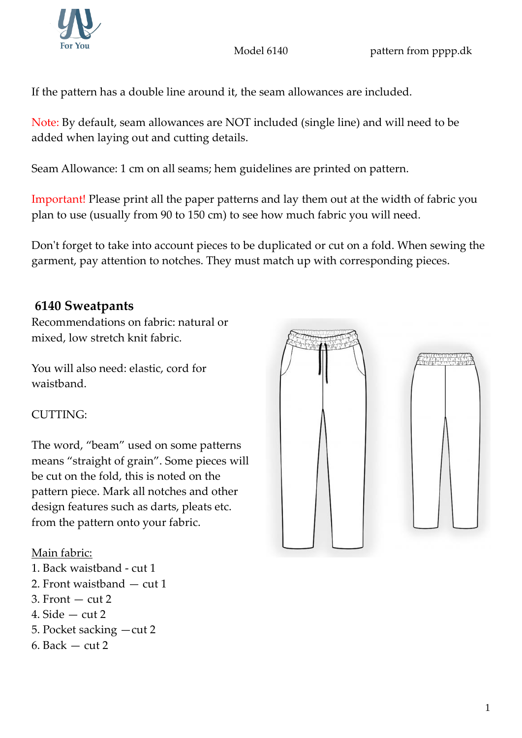For You

Model 6140 pattern from pppp.dk

If the pattern has a double line around it, the seam allowances are included.

Note: By default, seam allowances are NOT included (single line) and will need to be added when laying out and cutting details.

Seam Allowance: 1 cm on all seams; hem guidelines are printed on pattern.

Important! Please print all the paper patterns and lay them out at the width of fabric you plan to use (usually from 90 to 150 cm) to see how much fabric you will need.

Don't forget to take into account pieces to be duplicated or cut on a fold. When sewing the garment, pay attention to notches. They must match up with corresponding pieces.

## 6140 Sweatpants

Recommendations on fabric: natural or mixed, low stretch knit fabric.

You will also need: elastic, cord for waistband.

CUTTING:

The word, "beam" used on some patterns means "straight of grain". Some pieces will be cut on the fold, this is noted on the pattern piece. Mark all notches and other design features such as darts, pleats etc. from the pattern onto your fabric.

Main fabric:

1. Back waistband - cut 1
2. Front waistband — cut 1
3. Front — cut 2
4. Side — cut 2
5. Pocket sacking —cut 2
6. Back — cut 2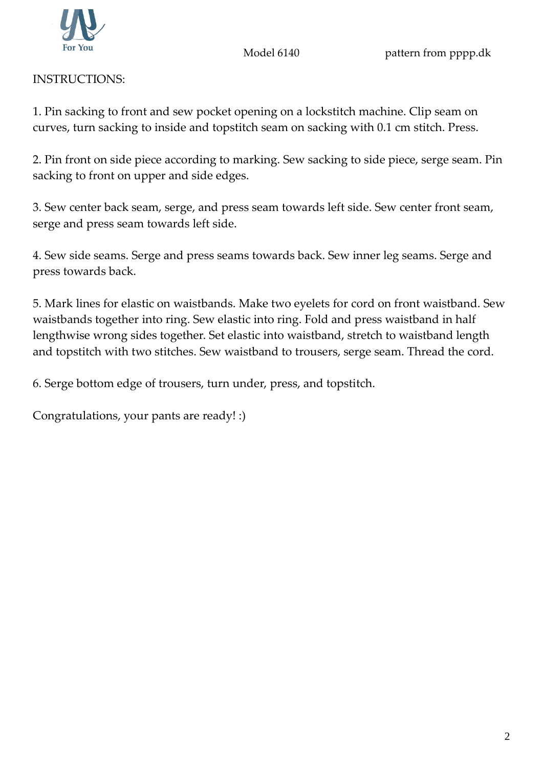For You

Model 6140 pattern from pppp.dk

INSTRUCTIONS:

1. Pin sacking to front and sew pocket opening on a lockstitch machine. Clip seam on curves, turn sacking to inside and topstitch seam on sacking with 0.1 cm stitch. Press.

2. Pin front on side piece according to marking. Sew sacking to side piece, serge seam. Pin sacking to front on upper and side edges.

3. Sew center back seam, serge, and press seam towards left side. Sew center front seam, serge and press seam towards left side.

4. Sew side seams. Serge and press seams towards back. Sew inner leg seams. Serge and press towards back.

5. Mark lines for elastic on waistbands. Make two eyelets for cord on front waistband. Sew waistbands together into ring. Sew elastic into ring. Fold and press waistband in half lengthwise wrong sides together. Set elastic into waistband, stretch to waistband length and topstitch with two stitches. Sew waistband to trousers, serge seam. Thread the cord.

6. Serge bottom edge of trousers, turn under, press, and topstitch.

Congratulations, your pants are ready! :)